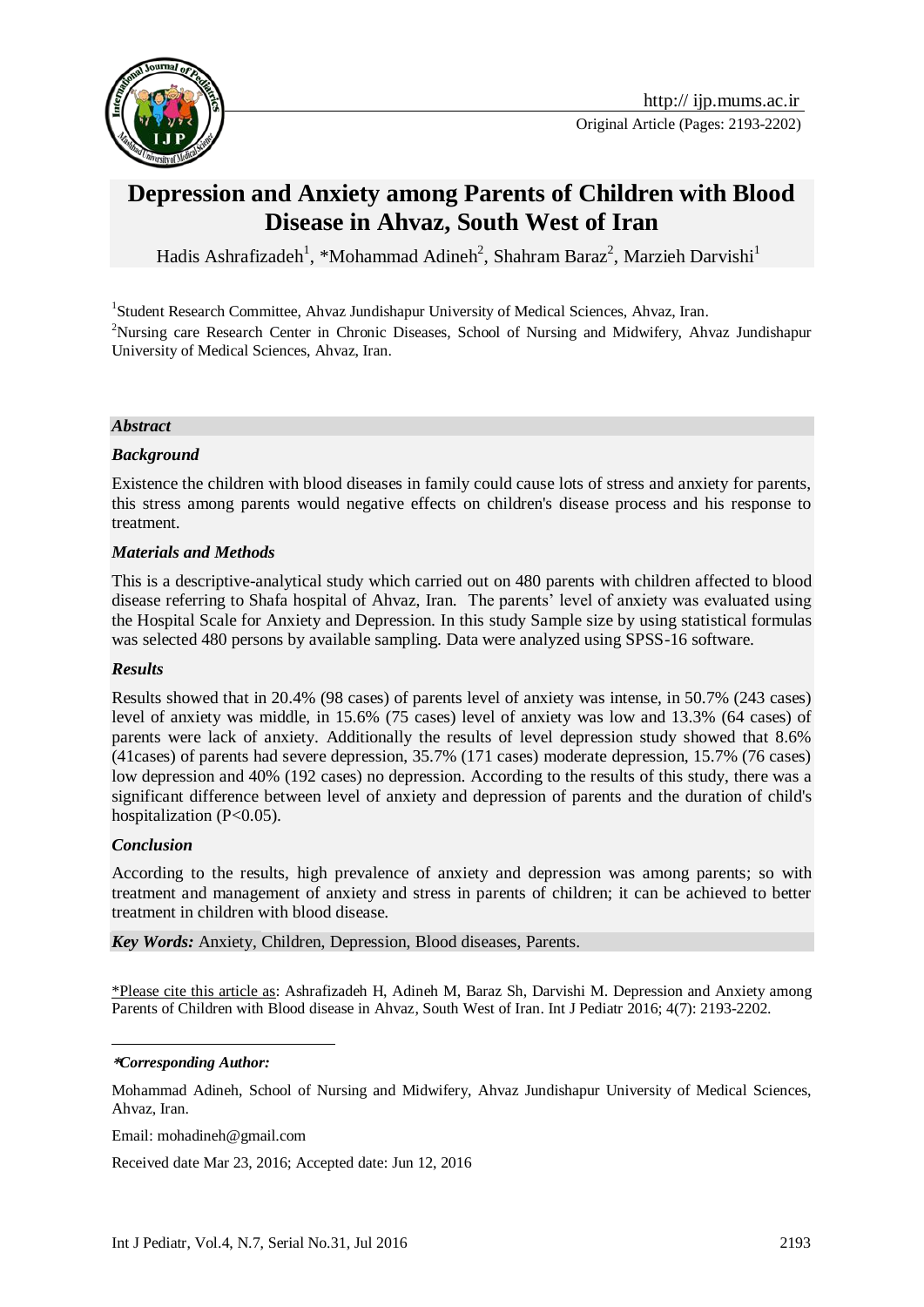http:// ijp.mums.ac.ir

Original Article (Pages: 2193-2202)

# Depression and Anxiety among Parents of Children with Blood Disease in Ahvaz, South West of Iran

Hadis Ashrafizadeh[1], *Mohammad Adineh[2], Shahram Baraz[2], Marzieh Darvishi[1]

[1]Student Research Committee, Ahvaz Jundishapur University of Medical Sciences, Ahvaz, Iran.

[2]Nursing care Research Center in Chronic Diseases, School of Nursing and Midwifery, Ahvaz Jundishapur University of Medical Sciences, Ahvaz, Iran.

***Abstract***

***Background***

Existence the children with blood diseases in family could cause lots of stress and anxiety for parents, this stress among parents would negative effects on children's disease process and his response to treatment.

***Materials and Methods***

This is a descriptive-analytical study which carried out on 480 parents with children affected to blood disease referring to Shafa hospital of Ahvaz, Iran. The parents' level of anxiety was evaluated using the Hospital Scale for Anxiety and Depression. In this study Sample size by using statistical formulas was selected 480 persons by available sampling. Data were analyzed using SPSS-16 software.

***Results***

Results showed that in 20.4% (98 cases) of parents level of anxiety was intense, in 50.7% (243 cases) level of anxiety was middle, in 15.6% (75 cases) level of anxiety was low and 13.3% (64 cases) of parents were lack of anxiety. Additionally the results of level depression study showed that 8.6% (41cases) of parents had severe depression, 35.7% (171 cases) moderate depression, 15.7% (76 cases) low depression and 40% (192 cases) no depression. According to the results of this study, there was a significant difference between level of anxiety and depression of parents and the duration of child's hospitalization ($P<0.05$).

***Conclusion***

According to the results, high prevalence of anxiety and depression was among parents; so with treatment and management of anxiety and stress in parents of children; it can be achieved to better treatment in children with blood disease.

***Key Words:*** Anxiety, Children, Depression, Blood diseases, Parents.

\*Please cite this article as: Ashrafizadeh H, Adineh M, Baraz Sh, Darvishi M. Depression and Anxiety among Parents of Children with Blood disease in Ahvaz, South West of Iran. Int J Pediatr 2016; 4(7): 2193-2202.

***\*Corresponding Author:***

Mohammad Adineh, School of Nursing and Midwifery, Ahvaz Jundishapur University of Medical Sciences, Ahvaz, Iran.

Email: mohadineh@gmail.com

Received date Mar 23, 2016; Accepted date: Jun 12, 2016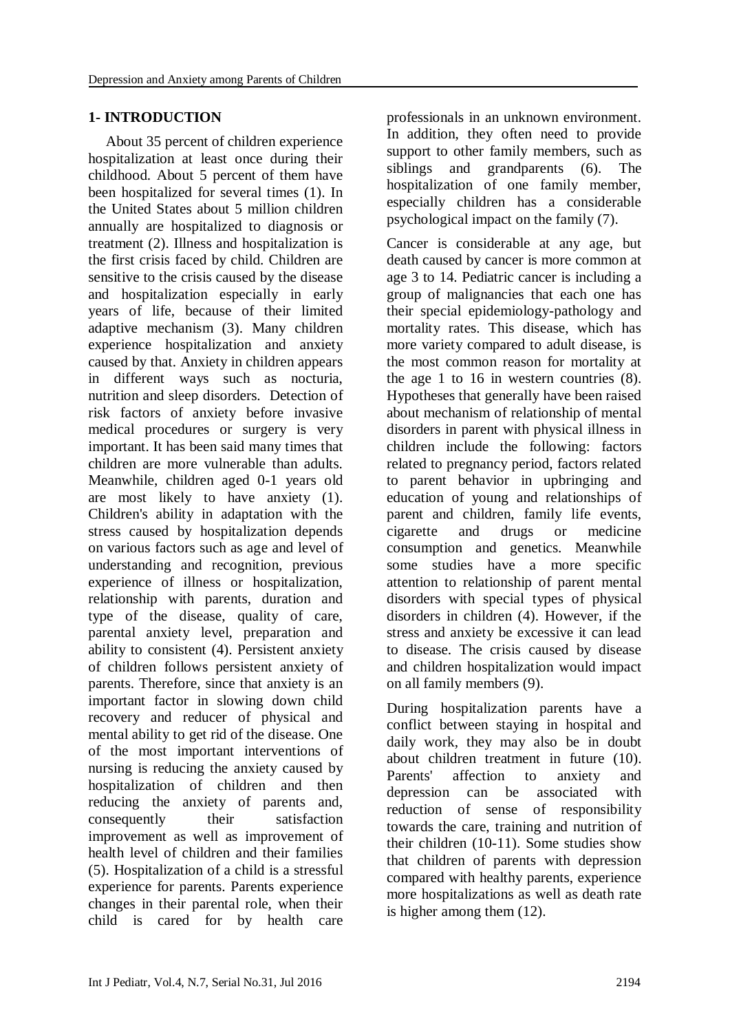## 1- INTRODUCTION

About 35 percent of children experience hospitalization at least once during their childhood. About 5 percent of them have been hospitalized for several times (1). In the United States about 5 million children annually are hospitalized to diagnosis or treatment (2). Illness and hospitalization is the first crisis faced by child. Children are sensitive to the crisis caused by the disease and hospitalization especially in early years of life, because of their limited adaptive mechanism (3). Many children experience hospitalization and anxiety caused by that. Anxiety in children appears in different ways such as nocturia, nutrition and sleep disorders. Detection of risk factors of anxiety before invasive medical procedures or surgery is very important. It has been said many times that children are more vulnerable than adults. Meanwhile, children aged 0-1 years old are most likely to have anxiety (1). Children's ability in adaptation with the stress caused by hospitalization depends on various factors such as age and level of understanding and recognition, previous experience of illness or hospitalization, relationship with parents, duration and type of the disease, quality of care, parental anxiety level, preparation and ability to consistent (4). Persistent anxiety of children follows persistent anxiety of parents. Therefore, since that anxiety is an important factor in slowing down child recovery and reducer of physical and mental ability to get rid of the disease. One of the most important interventions of nursing is reducing the anxiety caused by hospitalization of children and then reducing the anxiety of parents and, consequently their satisfaction improvement as well as improvement of health level of children and their families (5). Hospitalization of a child is a stressful experience for parents. Parents experience changes in their parental role, when their child is cared for by health care professionals in an unknown environment. In addition, they often need to provide support to other family members, such as siblings and grandparents (6). The hospitalization of one family member, especially children has a considerable psychological impact on the family (7).

Cancer is considerable at any age, but death caused by cancer is more common at age 3 to 14. Pediatric cancer is including a group of malignancies that each one has their special epidemiology-pathology and mortality rates. This disease, which has more variety compared to adult disease, is the most common reason for mortality at the age 1 to 16 in western countries (8). Hypotheses that generally have been raised about mechanism of relationship of mental disorders in parent with physical illness in children include the following: factors related to pregnancy period, factors related to parent behavior in upbringing and education of young and relationships of parent and children, family life events, cigarette and drugs or medicine consumption and genetics. Meanwhile some studies have a more specific attention to relationship of parent mental disorders with special types of physical disorders in children (4). However, if the stress and anxiety be excessive it can lead to disease. The crisis caused by disease and children hospitalization would impact on all family members (9).

During hospitalization parents have a conflict between staying in hospital and daily work, they may also be in doubt about children treatment in future (10). Parents' affection to anxiety and depression can be associated with reduction of sense of responsibility towards the care, training and nutrition of their children (10-11). Some studies show that children of parents with depression compared with healthy parents, experience more hospitalizations as well as death rate is higher among them (12).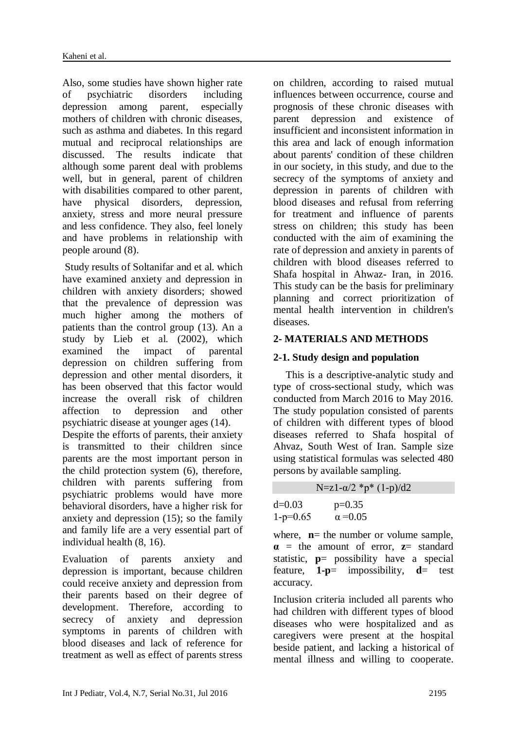Also, some studies have shown higher rate of psychiatric disorders including depression among parent, especially mothers of children with chronic diseases, such as asthma and diabetes. In this regard mutual and reciprocal relationships are discussed. The results indicate that although some parent deal with problems well, but in general, parent of children with disabilities compared to other parent, have physical disorders, depression, anxiety, stress and more neural pressure and less confidence. They also, feel lonely and have problems in relationship with people around (8).

Study results of Soltanifar and et al. which have examined anxiety and depression in children with anxiety disorders; showed that the prevalence of depression was much higher among the mothers of patients than the control group (13). An a study by Lieb et al. (2002), which examined the impact of parental depression on children suffering from depression and other mental disorders, it has been observed that this factor would increase the overall risk of children affection to depression and other psychiatric disease at younger ages (14).
Despite the efforts of parents, their anxiety is transmitted to their children since parents are the most important person in the child protection system (6), therefore, children with parents suffering from psychiatric problems would have more behavioral disorders, have a higher risk for anxiety and depression (15); so the family and family life are a very essential part of individual health (8, 16).

Evaluation of parents anxiety and depression is important, because children could receive anxiety and depression from their parents based on their degree of development. Therefore, according to secrecy of anxiety and depression symptoms in parents of children with blood diseases and lack of reference for treatment as well as effect of parents stress on children, according to raised mutual influences between occurrence, course and prognosis of these chronic diseases with parent depression and existence of insufficient and inconsistent information in this area and lack of enough information about parents' condition of these children in our society, in this study, and due to the secrecy of the symptoms of anxiety and depression in parents of children with blood diseases and refusal from referring for treatment and influence of parents stress on children; this study has been conducted with the aim of examining the rate of depression and anxiety in parents of children with blood diseases referred to Shafa hospital in Ahwaz- Iran, in 2016. This study can be the basis for preliminary planning and correct prioritization of mental health intervention in children's diseases.

## 2- MATERIALS AND METHODS

### 2-1. Study design and population

This is a descriptive-analytic study and type of cross-sectional study, which was conducted from March 2016 to May 2016. The study population consisted of parents of children with different types of blood diseases referred to Shafa hospital of Ahvaz, South West of Iran. Sample size using statistical formulas was selected 480 persons by available sampling.

$$N=z1-\alpha/2 * p * (1-p)/d2$$

$d=0.03$ $p=0.35$
$1-p=0.65$ $\alpha=0.05$

where, **n**= the number or volume sample, **α** = the amount of error, **z**= standard statistic, **p**= possibility have a special feature, **1-p**= impossibility, **d**= test accuracy.

Inclusion criteria included all parents who had children with different types of blood diseases who were hospitalized and as caregivers were present at the hospital beside patient, and lacking a historical of mental illness and willing to cooperate.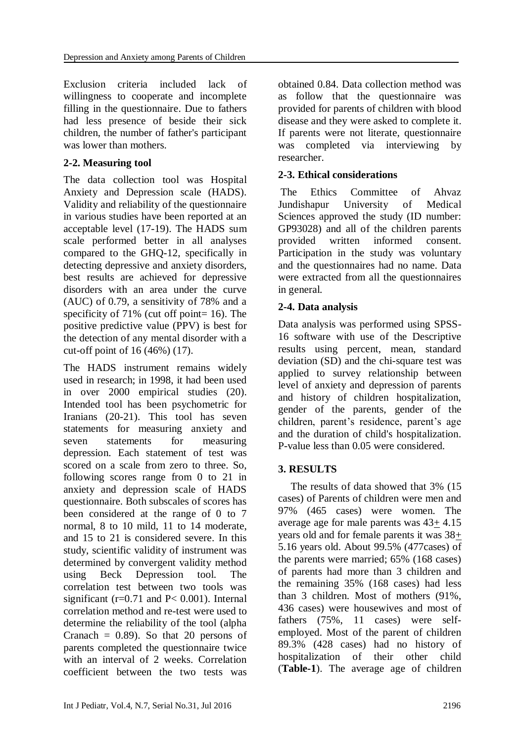Exclusion criteria included lack of willingness to cooperate and incomplete filling in the questionnaire. Due to fathers had less presence of beside their sick children, the number of father's participant was lower than mothers.

### 2-2. Measuring tool

The data collection tool was Hospital Anxiety and Depression scale (HADS). Validity and reliability of the questionnaire in various studies have been reported at an acceptable level (17-19). The HADS sum scale performed better in all analyses compared to the GHQ-12, specifically in detecting depressive and anxiety disorders, best results are achieved for depressive disorders with an area under the curve (AUC) of 0.79, a sensitivity of 78% and a specificity of 71% (cut off point= 16). The positive predictive value (PPV) is best for the detection of any mental disorder with a cut-off point of 16 (46%) (17).

The HADS instrument remains widely used in research; in 1998, it had been used in over 2000 empirical studies (20). Intended tool has been psychometric for Iranians (20-21). This tool has seven statements for measuring anxiety and seven statements for measuring depression. Each statement of test was scored on a scale from zero to three. So, following scores range from 0 to 21 in anxiety and depression scale of HADS questionnaire. Both subscales of scores has been considered at the range of 0 to 7 normal, 8 to 10 mild, 11 to 14 moderate, and 15 to 21 is considered severe. In this study, scientific validity of instrument was determined by convergent validity method using Beck Depression tool. The correlation test between two tools was significant ($r=0.71$ and $P< 0.001$). Internal correlation method and re-test were used to determine the reliability of the tool (alpha Cranach = 0.89). So that 20 persons of parents completed the questionnaire twice with an interval of 2 weeks. Correlation coefficient between the two tests was obtained 0.84. Data collection method was as follow that the questionnaire was provided for parents of children with blood disease and they were asked to complete it. If parents were not literate, questionnaire was completed via interviewing by researcher.

### 2-3. Ethical considerations

The Ethics Committee of Ahvaz Jundishapur University of Medical Sciences approved the study (ID number: GP93028) and all of the children parents provided written informed consent. Participation in the study was voluntary and the questionnaires had no name. Data were extracted from all the questionnaires in general.

### 2-4. Data analysis

Data analysis was performed using SPSS-16 software with use of the Descriptive results using percent, mean, standard deviation (SD) and the chi-square test was applied to survey relationship between level of anxiety and depression of parents and history of children hospitalization, gender of the parents, gender of the children, parent's residence, parent's age and the duration of child's hospitalization. P-value less than 0.05 were considered.

## 3. RESULTS

The results of data showed that 3% (15 cases) of Parents of children were men and 97% (465 cases) were women. The average age for male parents was 43± 4.15 years old and for female parents it was 38± 5.16 years old. About 99.5% (477cases) of the parents were married; 65% (168 cases) of parents had more than 3 children and the remaining 35% (168 cases) had less than 3 children. Most of mothers (91%, 436 cases) were housewives and most of fathers (75%, 11 cases) were self-employed. Most of the parent of children 89.3% (428 cases) had no history of hospitalization of their other child (**Table-1**). The average age of children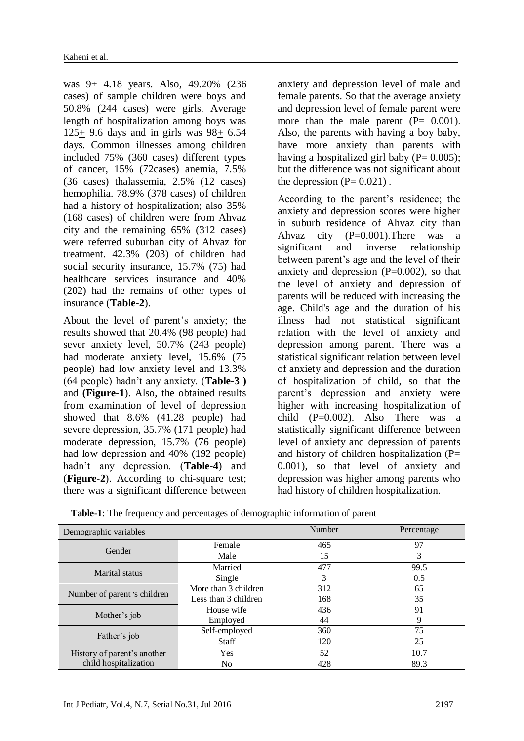was 9+ 4.18 years. Also, 49.20% (236 cases) of sample children were boys and 50.8% (244 cases) were girls. Average length of hospitalization among boys was 125+ 9.6 days and in girls was 98+ 6.54 days. Common illnesses among children included 75% (360 cases) different types of cancer, 15% (72cases) anemia, 7.5% (36 cases) thalassemia, 2.5% (12 cases) hemophilia. 78.9% (378 cases) of children had a history of hospitalization; also 35% (168 cases) of children were from Ahvaz city and the remaining 65% (312 cases) were referred suburban city of Ahvaz for treatment. 42.3% (203) of children had social security insurance, 15.7% (75) had healthcare services insurance and 40% (202) had the remains of other types of insurance (**Table-2**).

About the level of parent's anxiety; the results showed that 20.4% (98 people) had sever anxiety level, 50.7% (243 people) had moderate anxiety level, 15.6% (75 people) had low anxiety level and 13.3% (64 people) hadn't any anxiety. (**Table-3 )** and **(Figure-1**). Also, the obtained results from examination of level of depression showed that 8.6% (41.28 people) had severe depression, 35.7% (171 people) had moderate depression, 15.7% (76 people) had low depression and 40% (192 people) hadn't any depression. (**Table-4**) and (**Figure-2**). According to chi-square test; there was a significant difference between anxiety and depression level of male and female parents. So that the average anxiety and depression level of female parent were more than the male parent (P= 0.001). Also, the parents with having a boy baby, have more anxiety than parents with having a hospitalized girl baby (P= 0.005); but the difference was not significant about the depression (P= 0.021) .

According to the parent's residence; the anxiety and depression scores were higher in suburb residence of Ahvaz city than Ahvaz city (P=0.001).There was a significant and inverse relationship between parent's age and the level of their anxiety and depression (P=0.002), so that the level of anxiety and depression of parents will be reduced with increasing the age. Child's age and the duration of his illness had not statistical significant relation with the level of anxiety and depression among parent. There was a statistical significant relation between level of anxiety and depression and the duration of hospitalization of child, so that the parent's depression and anxiety were higher with increasing hospitalization of child (P=0.002). Also There was a statistically significant difference between level of anxiety and depression of parents and history of children hospitalization (P= 0.001), so that level of anxiety and depression was higher among parents who had history of children hospitalization.

**Table-1**: The frequency and percentages of demographic information of parent

| Demographic variables | | Number | Percentage |
|---|---|---|---|
| Gender | Female | 465 | 97 |
| | Male | 15 | 3 |
| Marital status | Married | 477 | 99.5 |
| | Single | 3 | 0.5 |
| Number of parent 's children | More than 3 children | 312 | 65 |
| | Less than 3 children | 168 | 35 |
| Mother's job | House wife | 436 | 91 |
| | Employed | 44 | 9 |
| Father's job | Self-employed | 360 | 75 |
| | Staff | 120 | 25 |
| History of parent's another child hospitalization | Yes | 52 | 10.7 |
| | No | 428 | 89.3 |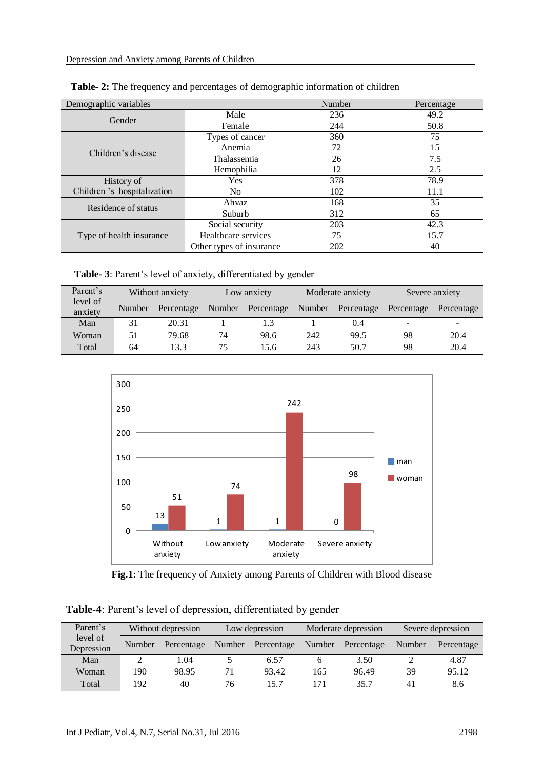**Table- 2:** The frequency and percentages of demographic information of children

| Demographic variables | | Number | Percentage |
|---|---|---|---|
| Gender | Male | 236 | 49.2 |
| | Female | 244 | 50.8 |
| Children's disease | Types of cancer | 360 | 75 |
| | Anemia | 72 | 15 |
| | Thalassemia | 26 | 7.5 |
| | Hemophilia | 12 | 2.5 |
| History of Children 's hospitalization | Yes | 378 | 78.9 |
| | No | 102 | 11.1 |
| Residence of status | Ahvaz | 168 | 35 |
| | Suburb | 312 | 65 |
| Type of health insurance | Social security | 203 | 42.3 |
| | Healthcare services | 75 | 15.7 |
| | Other types of insurance | 202 | 40 |

**Table- 3**: Parent's level of anxiety, differentiated by gender

| Parent's level of anxiety | Without anxiety | | Low anxiety | | Moderate anxiety | | Severe anxiety | |
|---|---|---|---|---|---|---|---|---|
| | Number | Percentage | Number | Percentage | Number | Percentage | Percentage | Percentage |
| Man | 31 | 20.31 | 1 | 1.3 | 1 | 0.4 | - | - |
| Woman | 51 | 79.68 | 74 | 98.6 | 242 | 99.5 | 98 | 20.4 |
| Total | 64 | 13.3 | 75 | 15.6 | 243 | 50.7 | 98 | 20.4 |

| | Without anxiety | Low anxiety | Moderate anxiety | Severe anxiety |
|---|---|---|---|---|
| man | 13 | 1 | 1 | 0 |
| woman | 51 | 74 | 242 | 98 |

**Fig.1**: The frequency of Anxiety among Parents of Children with Blood disease

**Table-4**: Parent's level of depression, differentiated by gender

| Parent's level of Depression | Without depression | | Low depression | | Moderate depression | | Severe depression | |
|---|---|---|---|---|---|---|---|---|
| | Number | Percentage | Number | Percentage | Number | Percentage | Number | Percentage |
| Man | 2 | 1.04 | 5 | 6.57 | 6 | 3.50 | 2 | 4.87 |
| Woman | 190 | 98.95 | 71 | 93.42 | 165 | 96.49 | 39 | 95.12 |
| Total | 192 | 40 | 76 | 15.7 | 171 | 35.7 | 41 | 8.6 |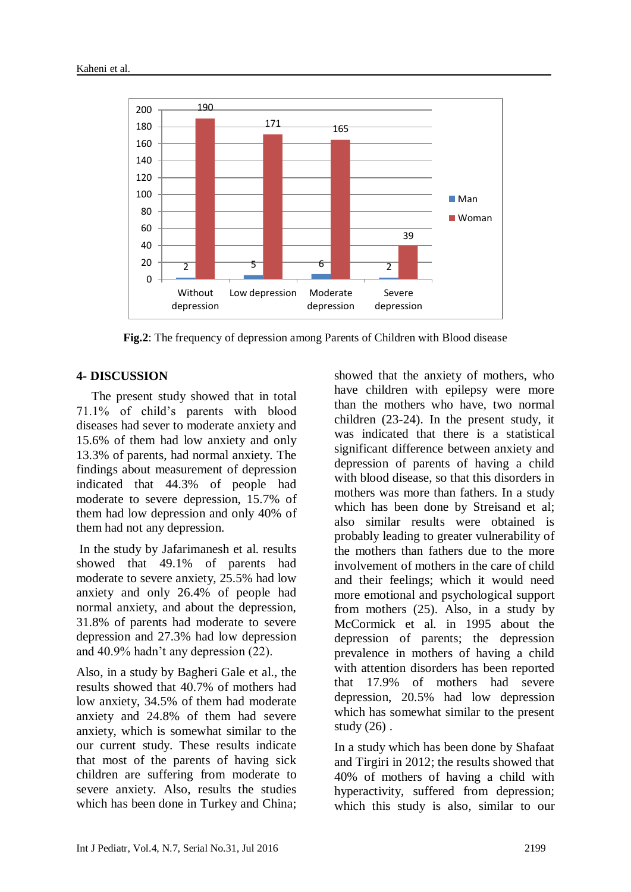| | Without depression | Low depression | Moderate depression | Severe depression |
|---|---|---|---|---|
| Man | 2 | 5 | 6 | 2 |
| Woman | 190 | 171 | 165 | 39 |

**Fig.2**: The frequency of depression among Parents of Children with Blood disease

## 4- DISCUSSION

The present study showed that in total 71.1% of child's parents with blood diseases had sever to moderate anxiety and 15.6% of them had low anxiety and only 13.3% of parents, had normal anxiety. The findings about measurement of depression indicated that 44.3% of people had moderate to severe depression, 15.7% of them had low depression and only 40% of them had not any depression.

In the study by Jafarimanesh et al. results showed that 49.1% of parents had moderate to severe anxiety, 25.5% had low anxiety and only 26.4% of people had normal anxiety, and about the depression, 31.8% of parents had moderate to severe depression and 27.3% had low depression and 40.9% hadn't any depression (22).

Also, in a study by Bagheri Gale et al., the results showed that 40.7% of mothers had low anxiety, 34.5% of them had moderate anxiety and 24.8% of them had severe anxiety, which is somewhat similar to the our current study. These results indicate that most of the parents of having sick children are suffering from moderate to severe anxiety. Also, results the studies which has been done in Turkey and China; showed that the anxiety of mothers, who have children with epilepsy were more than the mothers who have, two normal children (23-24). In the present study, it was indicated that there is a statistical significant difference between anxiety and depression of parents of having a child with blood disease, so that this disorders in mothers was more than fathers. In a study which has been done by Streisand et al; also similar results were obtained is probably leading to greater vulnerability of the mothers than fathers due to the more involvement of mothers in the care of child and their feelings; which it would need more emotional and psychological support from mothers (25). Also, in a study by McCormick et al. in 1995 about the depression of parents; the depression prevalence in mothers of having a child with attention disorders has been reported that 17.9% of mothers had severe depression, 20.5% had low depression which has somewhat similar to the present study (26) .

In a study which has been done by Shafaat and Tirgiri in 2012; the results showed that 40% of mothers of having a child with hyperactivity, suffered from depression; which this study is also, similar to our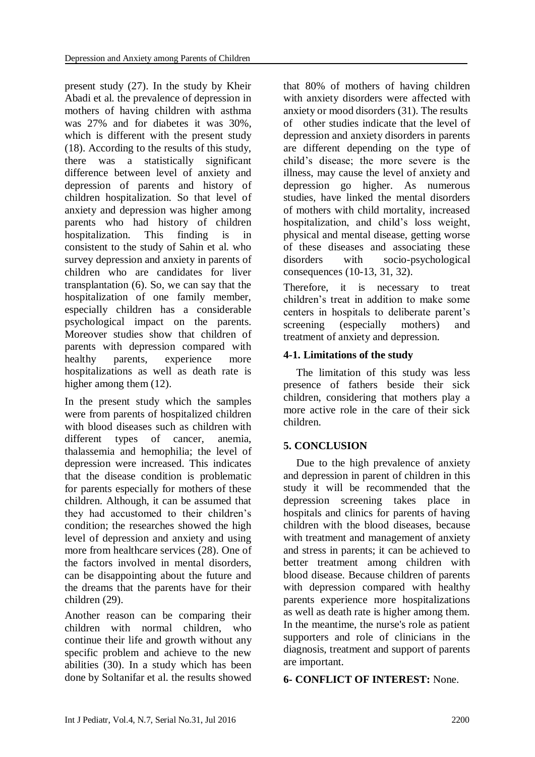present study (27). In the study by Kheir Abadi et al. the prevalence of depression in mothers of having children with asthma was 27% and for diabetes it was 30%, which is different with the present study (18). According to the results of this study, there was a statistically significant difference between level of anxiety and depression of parents and history of children hospitalization. So that level of anxiety and depression was higher among parents who had history of children hospitalization. This finding is in consistent to the study of Sahin et al. who survey depression and anxiety in parents of children who are candidates for liver transplantation (6). So, we can say that the hospitalization of one family member, especially children has a considerable psychological impact on the parents. Moreover studies show that children of parents with depression compared with healthy parents, experience more hospitalizations as well as death rate is higher among them (12).

In the present study which the samples were from parents of hospitalized children with blood diseases such as children with different types of cancer, anemia, thalassemia and hemophilia; the level of depression were increased. This indicates that the disease condition is problematic for parents especially for mothers of these children. Although, it can be assumed that they had accustomed to their children's condition; the researches showed the high level of depression and anxiety and using more from healthcare services (28). One of the factors involved in mental disorders, can be disappointing about the future and the dreams that the parents have for their children (29).

Another reason can be comparing their children with normal children, who continue their life and growth without any specific problem and achieve to the new abilities (30). In a study which has been done by Soltanifar et al. the results showed that 80% of mothers of having children with anxiety disorders were affected with anxiety or mood disorders (31). The results of other studies indicate that the level of depression and anxiety disorders in parents are different depending on the type of child's disease; the more severe is the illness, may cause the level of anxiety and depression go higher. As numerous studies, have linked the mental disorders of mothers with child mortality, increased hospitalization, and child's loss weight, physical and mental disease, getting worse of these diseases and associating these disorders with socio-psychological consequences (10-13, 31, 32).

Therefore, it is necessary to treat children's treat in addition to make some centers in hospitals to deliberate parent's screening (especially mothers) and treatment of anxiety and depression.

### 4-1. Limitations of the study

The limitation of this study was less presence of fathers beside their sick children, considering that mothers play a more active role in the care of their sick children.

## 5. CONCLUSION

Due to the high prevalence of anxiety and depression in parent of children in this study it will be recommended that the depression screening takes place in hospitals and clinics for parents of having children with the blood diseases, because with treatment and management of anxiety and stress in parents; it can be achieved to better treatment among children with blood disease. Because children of parents with depression compared with healthy parents experience more hospitalizations as well as death rate is higher among them. In the meantime, the nurse's role as patient supporters and role of clinicians in the diagnosis, treatment and support of parents are important.

## 6- CONFLICT OF INTEREST: None.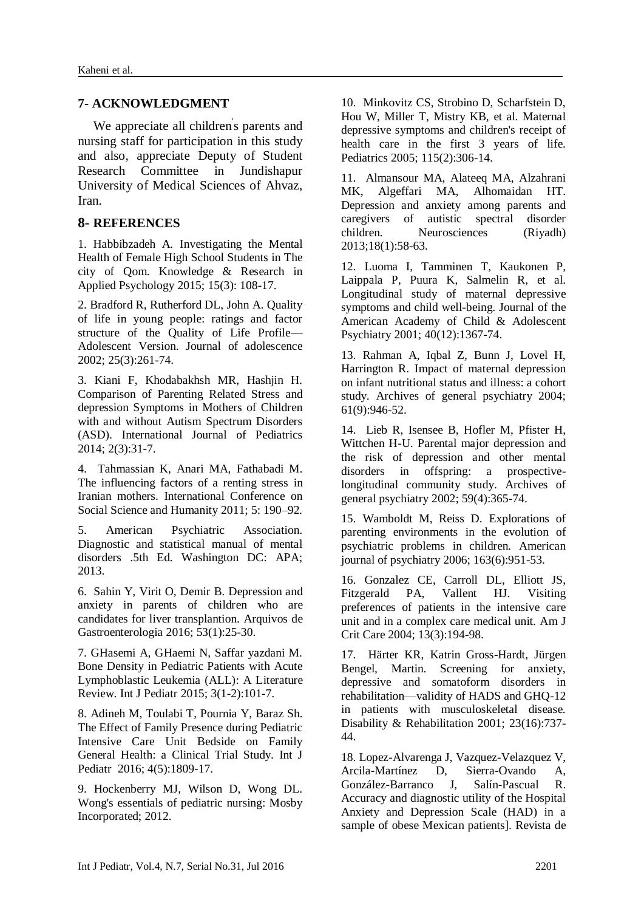## 7- ACKNOWLEDGMENT

We appreciate all children's parents and nursing staff for participation in this study and also, appreciate Deputy of Student Research Committee in Jundishapur University of Medical Sciences of Ahvaz, Iran.

## 8- REFERENCES

1. Habbibzadeh A. Investigating the Mental Health of Female High School Students in The city of Qom. Knowledge & Research in Applied Psychology 2015; 15(3): 108-17.

2. Bradford R, Rutherford DL, John A. Quality of life in young people: ratings and factor structure of the Quality of Life Profile—Adolescent Version. Journal of adolescence 2002; 25(3):261-74.

3. Kiani F, Khodabakhsh MR, Hashjin H. Comparison of Parenting Related Stress and depression Symptoms in Mothers of Children with and without Autism Spectrum Disorders (ASD). International Journal of Pediatrics 2014; 2(3):31-7.

4. Tahmassian K, Anari MA, Fathabadi M. The influencing factors of a renting stress in Iranian mothers. International Conference on Social Science and Humanity 2011; 5: 190–92.

5. American Psychiatric Association. Diagnostic and statistical manual of mental disorders .5th Ed. Washington DC: APA; 2013.

6. Sahin Y, Virit O, Demir B. Depression and anxiety in parents of children who are candidates for liver transplantion. Arquivos de Gastroenterologia 2016; 53(1):25-30.

7. GHasemi A, GHaemi N, Saffar yazdani M. Bone Density in Pediatric Patients with Acute Lymphoblastic Leukemia (ALL): A Literature Review. Int J Pediatr 2015; 3(1-2):101-7.

8. Adineh M, Toulabi T, Pournia Y, Baraz Sh. The Effect of Family Presence during Pediatric Intensive Care Unit Bedside on Family General Health: a Clinical Trial Study. Int J Pediatr 2016; 4(5):1809-17.

9. Hockenberry MJ, Wilson D, Wong DL. Wong's essentials of pediatric nursing: Mosby Incorporated; 2012.

10. Minkovitz CS, Strobino D, Scharfstein D, Hou W, Miller T, Mistry KB, et al. Maternal depressive symptoms and children's receipt of health care in the first 3 years of life. Pediatrics 2005; 115(2):306-14.

11. Almansour MA, Alateeq MA, Alzahrani MK, Algeffari MA, Alhomaidan HT. Depression and anxiety among parents and caregivers of autistic spectral disorder children. Neurosciences (Riyadh) 2013;18(1):58-63.

12. Luoma I, Tamminen T, Kaukonen P, Laippala P, Puura K, Salmelin R, et al. Longitudinal study of maternal depressive symptoms and child well-being. Journal of the American Academy of Child & Adolescent Psychiatry 2001; 40(12):1367-74.

13. Rahman A, Iqbal Z, Bunn J, Lovel H, Harrington R. Impact of maternal depression on infant nutritional status and illness: a cohort study. Archives of general psychiatry 2004; 61(9):946-52.

14. Lieb R, Isensee B, Hofler M, Pfister H, Wittchen H-U. Parental major depression and the risk of depression and other mental disorders in offspring: a prospective-longitudinal community study. Archives of general psychiatry 2002; 59(4):365-74.

15. Wamboldt M, Reiss D. Explorations of parenting environments in the evolution of psychiatric problems in children. American journal of psychiatry 2006; 163(6):951-53.

16. Gonzalez CE, Carroll DL, Elliott JS, Fitzgerald PA, Vallent HJ. Visiting preferences of patients in the intensive care unit and in a complex care medical unit. Am J Crit Care 2004; 13(3):194-98.

17. Härter KR, Katrin Gross-Hardt, Jürgen Bengel, Martin. Screening for anxiety, depressive and somatoform disorders in rehabilitation—validity of HADS and GHQ-12 in patients with musculoskeletal disease. Disability & Rehabilitation 2001; 23(16):737-44.

18. Lopez-Alvarenga J, Vazquez-Velazquez V, Arcila-Martínez D, Sierra-Ovando A, González-Barranco J, Salín-Pascual R. Accuracy and diagnostic utility of the Hospital Anxiety and Depression Scale (HAD) in a sample of obese Mexican patients]. Revista de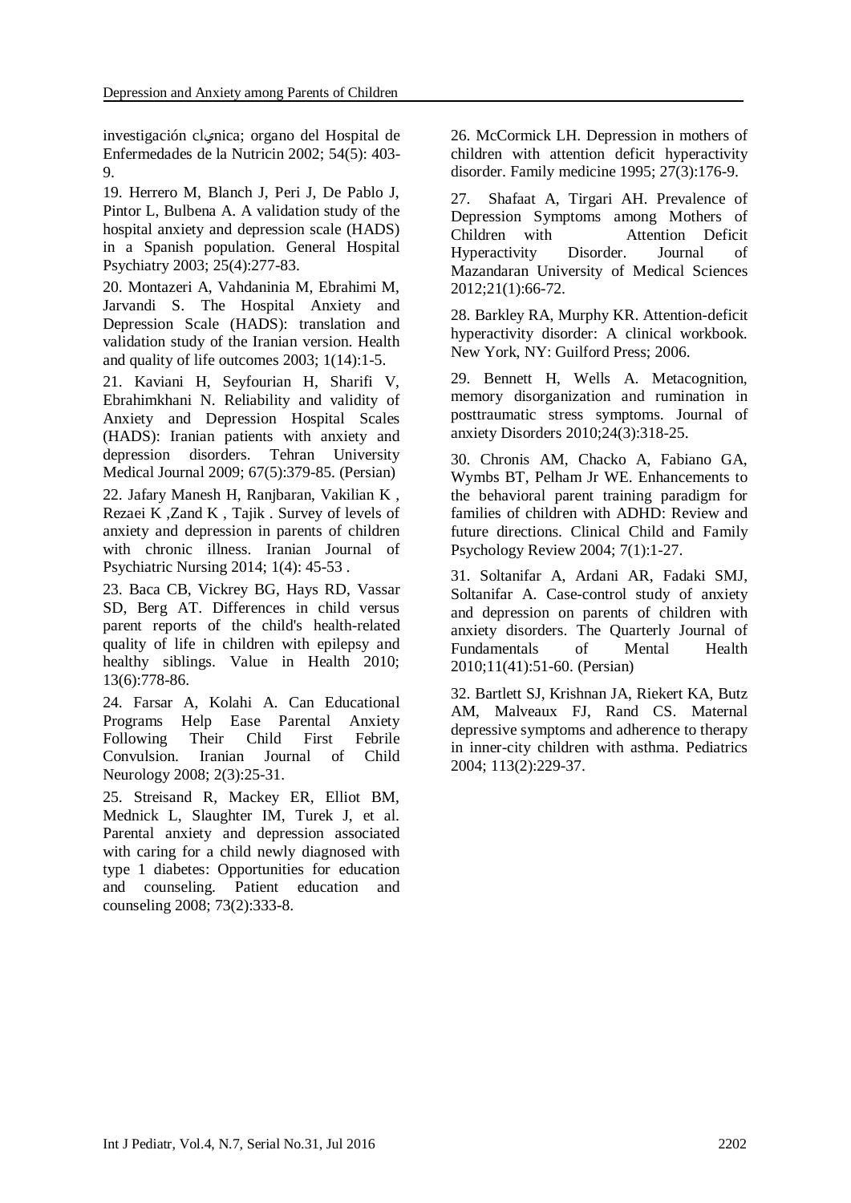investigación clيnica; organo del Hospital de Enfermedades de la Nutricin 2002; 54(5): 403-9.

19. Herrero M, Blanch J, Peri J, De Pablo J, Pintor L, Bulbena A. A validation study of the hospital anxiety and depression scale (HADS) in a Spanish population. General Hospital Psychiatry 2003; 25(4):277-83.

20. Montazeri A, Vahdaninia M, Ebrahimi M, Jarvandi S. The Hospital Anxiety and Depression Scale (HADS): translation and validation study of the Iranian version. Health and quality of life outcomes 2003; 1(14):1-5.

21. Kaviani H, Seyfourian H, Sharifi V, Ebrahimkhani N. Reliability and validity of Anxiety and Depression Hospital Scales (HADS): Iranian patients with anxiety and depression disorders. Tehran University Medical Journal 2009; 67(5):379-85. (Persian)

22. Jafary Manesh H, Ranjbaran, Vakilian K , Rezaei K ,Zand K , Tajik . Survey of levels of anxiety and depression in parents of children with chronic illness. Iranian Journal of Psychiatric Nursing 2014; 1(4): 45-53 .

23. Baca CB, Vickrey BG, Hays RD, Vassar SD, Berg AT. Differences in child versus parent reports of the child's health-related quality of life in children with epilepsy and healthy siblings. Value in Health 2010; 13(6):778-86.

24. Farsar A, Kolahi A. Can Educational Programs Help Ease Parental Anxiety Following Their Child First Febrile Convulsion. Iranian Journal of Child Neurology 2008; 2(3):25-31.

25. Streisand R, Mackey ER, Elliot BM, Mednick L, Slaughter IM, Turek J, et al. Parental anxiety and depression associated with caring for a child newly diagnosed with type 1 diabetes: Opportunities for education and counseling. Patient education and counseling 2008; 73(2):333-8.

26. McCormick LH. Depression in mothers of children with attention deficit hyperactivity disorder. Family medicine 1995; 27(3):176-9.

27. Shafaat A, Tirgari AH. Prevalence of Depression Symptoms among Mothers of Children with Attention Deficit Hyperactivity Disorder. Journal of Mazandaran University of Medical Sciences 2012;21(1):66-72.

28. Barkley RA, Murphy KR. Attention-deficit hyperactivity disorder: A clinical workbook. New York, NY: Guilford Press; 2006.

29. Bennett H, Wells A. Metacognition, memory disorganization and rumination in posttraumatic stress symptoms. Journal of anxiety Disorders 2010;24(3):318-25.

30. Chronis AM, Chacko A, Fabiano GA, Wymbs BT, Pelham Jr WE. Enhancements to the behavioral parent training paradigm for families of children with ADHD: Review and future directions. Clinical Child and Family Psychology Review 2004; 7(1):1-27.

31. Soltanifar A, Ardani AR, Fadaki SMJ, Soltanifar A. Case-control study of anxiety and depression on parents of children with anxiety disorders. The Quarterly Journal of Fundamentals of Mental Health 2010;11(41):51-60. (Persian)

32. Bartlett SJ, Krishnan JA, Riekert KA, Butz AM, Malveaux FJ, Rand CS. Maternal depressive symptoms and adherence to therapy in inner-city children with asthma. Pediatrics 2004; 113(2):229-37.